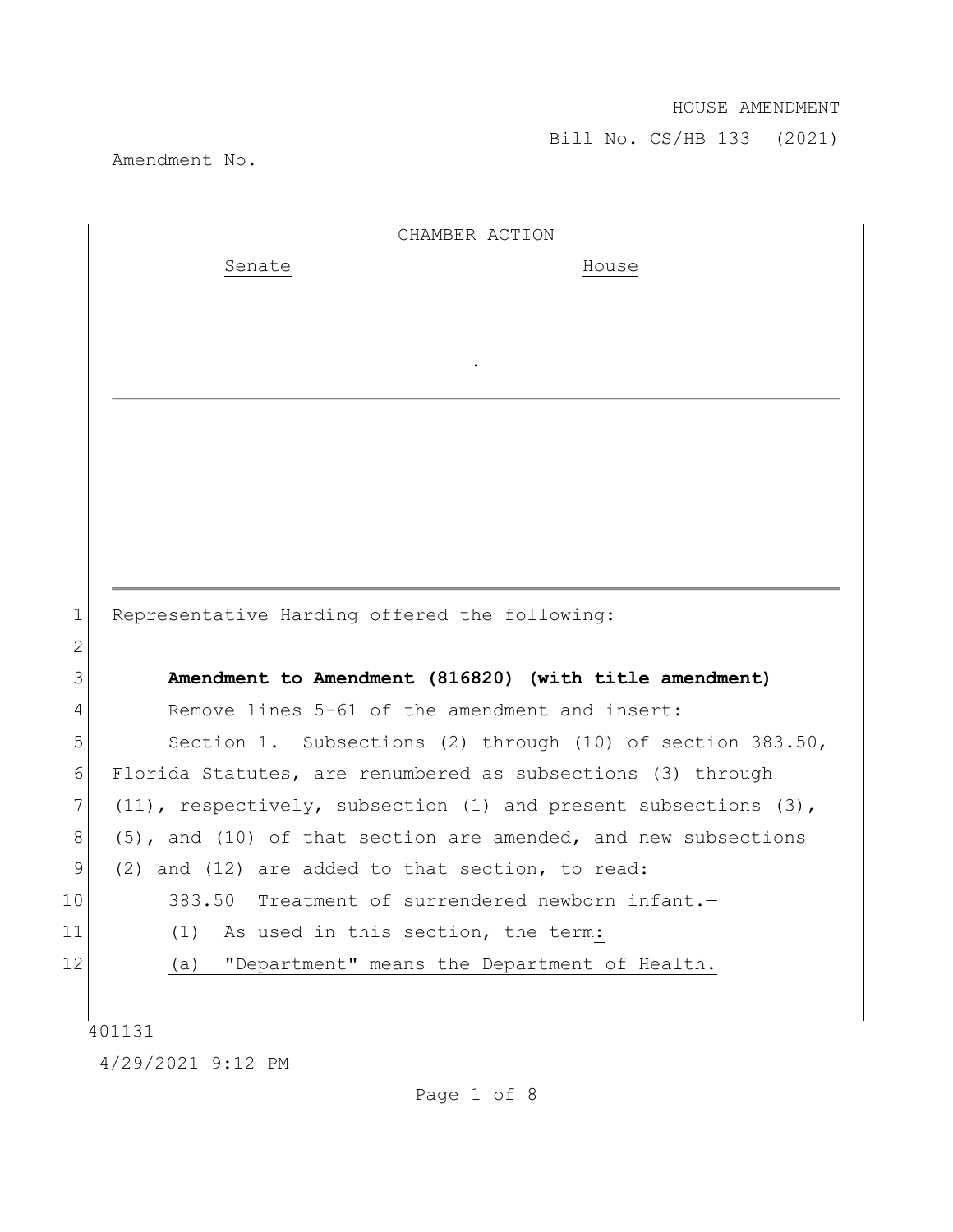HOUSE AMENDMENT

Bill No. CS/HB 133 (2021)

Amendment No.

CHAMBER ACTION

| Senate | House |
| --- | --- |
| | |

.

---

Representative Harding offered the following:

**Amendment to Amendment (816820) (with title amendment)**

Remove lines 5-61 of the amendment and insert:

Section 1. Subsections (2) through (10) of section 383.50, Florida Statutes, are renumbered as subsections (3) through (11), respectively, subsection (1) and present subsections (3), (5), and (10) of that section are amended, and new subsections (2) and (12) are added to that section, to read:

383.50 Treatment of surrendered newborn infant.—

(1) As used in this section, the term:

(a) "Department" means the Department of Health.

401131

4/29/2021 9:12 PM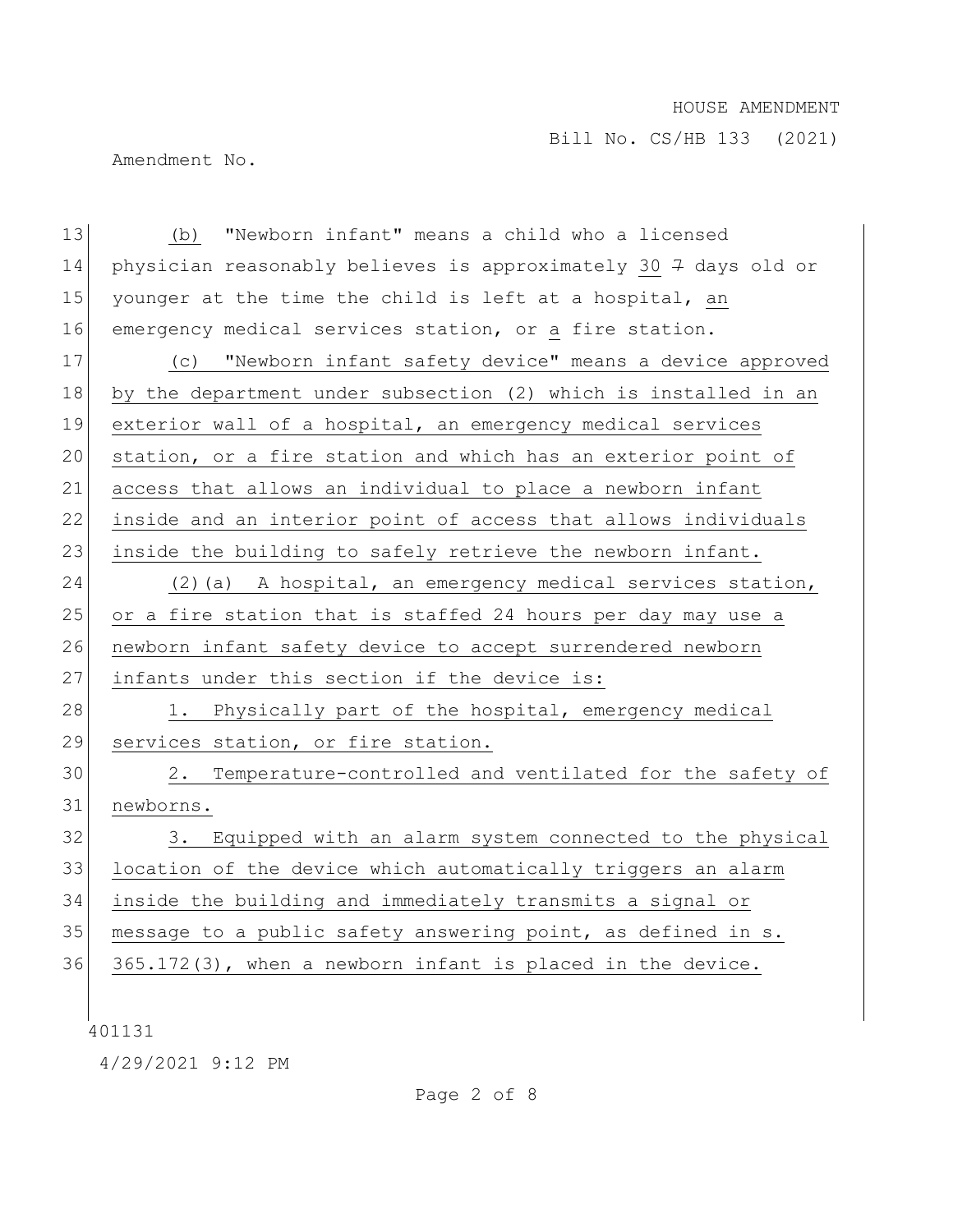(b) "Newborn infant" means a child who a licensed physician reasonably believes is approximately 30 ~~7~~ days old or younger at the time the child is left at a hospital, an emergency medical services station, or a fire station.

(c) "Newborn infant safety device" means a device approved by the department under subsection (2) which is installed in an exterior wall of a hospital, an emergency medical services station, or a fire station and which has an exterior point of access that allows an individual to place a newborn infant inside and an interior point of access that allows individuals inside the building to safely retrieve the newborn infant.

(2)(a) A hospital, an emergency medical services station, or a fire station that is staffed 24 hours per day may use a newborn infant safety device to accept surrendered newborn infants under this section if the device is:

1. Physically part of the hospital, emergency medical services station, or fire station.

2. Temperature-controlled and ventilated for the safety of newborns.

3. Equipped with an alarm system connected to the physical location of the device which automatically triggers an alarm inside the building and immediately transmits a signal or message to a public safety answering point, as defined in s. 365.172(3), when a newborn infant is placed in the device.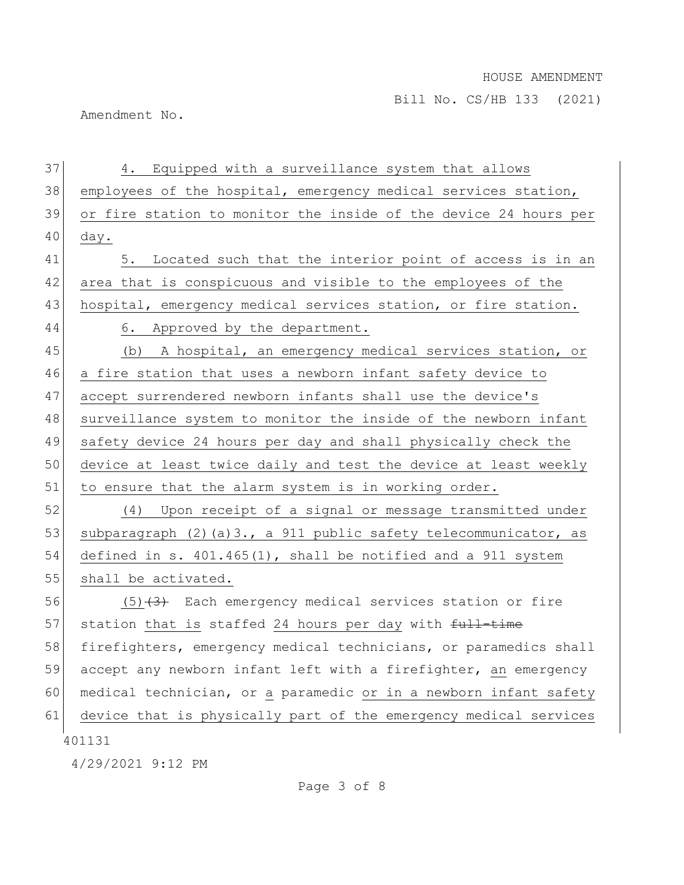4. Equipped with a surveillance system that allows employees of the hospital, emergency medical services station, or fire station to monitor the inside of the device 24 hours per day.

5. Located such that the interior point of access is in an area that is conspicuous and visible to the employees of the hospital, emergency medical services station, or fire station.

6. Approved by the department.

(b) A hospital, an emergency medical services station, or a fire station that uses a newborn infant safety device to accept surrendered newborn infants shall use the device's surveillance system to monitor the inside of the newborn infant safety device 24 hours per day and shall physically check the device at least twice daily and test the device at least weekly to ensure that the alarm system is in working order.

(4) Upon receipt of a signal or message transmitted under subparagraph (2)(a)3., a 911 public safety telecommunicator, as defined in s. 401.465(1), shall be notified and a 911 system shall be activated.

(5) ~~(3)~~ Each emergency medical services station or fire station that is staffed 24 hours per day with ~~full-time~~ firefighters, emergency medical technicians, or paramedics shall accept any newborn infant left with a firefighter, an emergency medical technician, or a paramedic or in a newborn infant safety device that is physically part of the emergency medical services

401131

4/29/2021 9:12 PM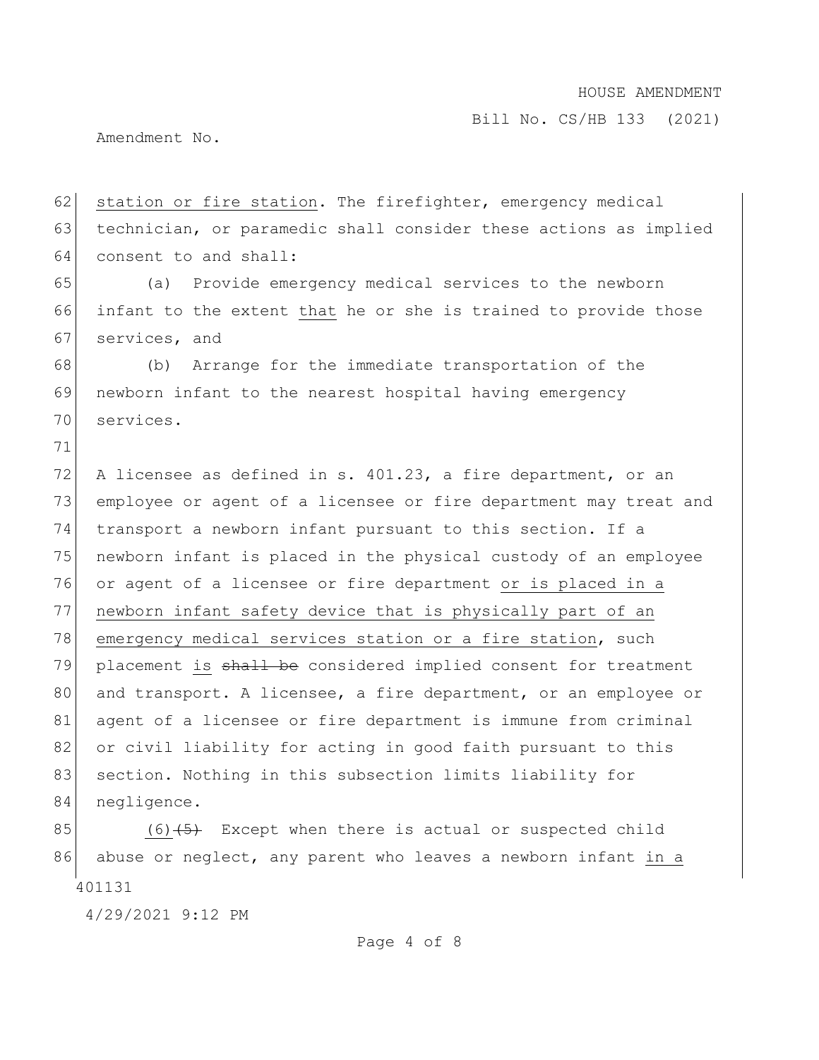station or fire station. The firefighter, emergency medical technician, or paramedic shall consider these actions as implied consent to and shall:

(a) Provide emergency medical services to the newborn infant to the extent that he or she is trained to provide those services, and

(b) Arrange for the immediate transportation of the newborn infant to the nearest hospital having emergency services.

A licensee as defined in s. 401.23, a fire department, or an employee or agent of a licensee or fire department may treat and transport a newborn infant pursuant to this section. If a newborn infant is placed in the physical custody of an employee or agent of a licensee or fire department or is placed in a newborn infant safety device that is physically part of an emergency medical services station or a fire station, such placement is ~~shall be~~ considered implied consent for treatment and transport. A licensee, a fire department, or an employee or agent of a licensee or fire department is immune from criminal or civil liability for acting in good faith pursuant to this section. Nothing in this subsection limits liability for negligence.

(6)~~(5)~~ Except when there is actual or suspected child abuse or neglect, any parent who leaves a newborn infant in a

401131

4/29/2021 9:12 PM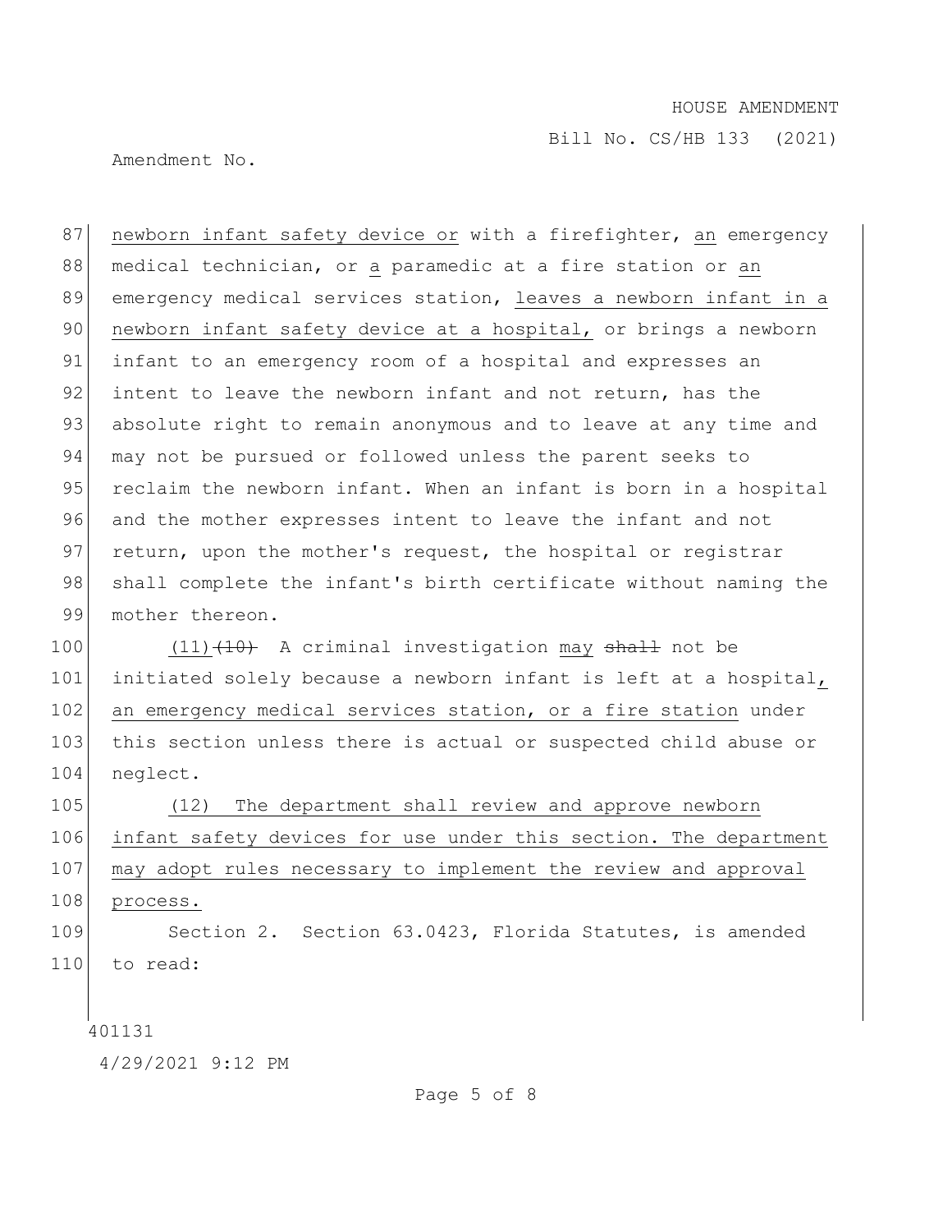newborn infant safety device or with a firefighter, an emergency medical technician, or a paramedic at a fire station or an emergency medical services station, leaves a newborn infant in a newborn infant safety device at a hospital, or brings a newborn infant to an emergency room of a hospital and expresses an intent to leave the newborn infant and not return, has the absolute right to remain anonymous and to leave at any time and may not be pursued or followed unless the parent seeks to reclaim the newborn infant. When an infant is born in a hospital and the mother expresses intent to leave the infant and not return, upon the mother's request, the hospital or registrar shall complete the infant's birth certificate without naming the mother thereon.

(11) ~~(10)~~ A criminal investigation may ~~shall~~ not be initiated solely because a newborn infant is left at a hospital, an emergency medical services station, or a fire station under this section unless there is actual or suspected child abuse or neglect.

(12) The department shall review and approve newborn infant safety devices for use under this section. The department may adopt rules necessary to implement the review and approval process.

Section 2. Section 63.0423, Florida Statutes, is amended to read: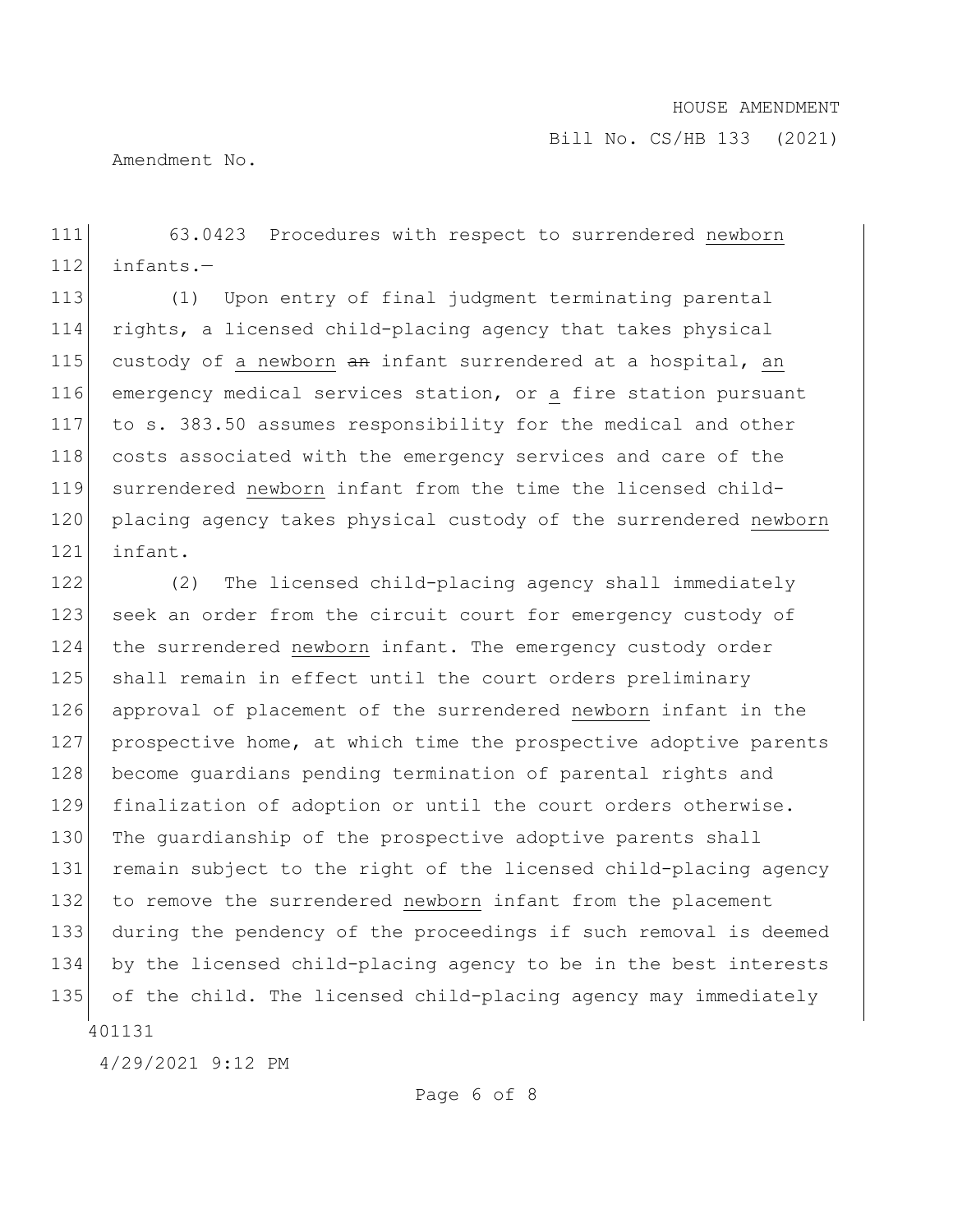63.0423 Procedures with respect to surrendered newborn infants.—

(1) Upon entry of final judgment terminating parental rights, a licensed child-placing agency that takes physical custody of a newborn ~~an~~ infant surrendered at a hospital, an emergency medical services station, or a fire station pursuant to s. 383.50 assumes responsibility for the medical and other costs associated with the emergency services and care of the surrendered newborn infant from the time the licensed child-placing agency takes physical custody of the surrendered newborn infant.

(2) The licensed child-placing agency shall immediately seek an order from the circuit court for emergency custody of the surrendered newborn infant. The emergency custody order shall remain in effect until the court orders preliminary approval of placement of the surrendered newborn infant in the prospective home, at which time the prospective adoptive parents become guardians pending termination of parental rights and finalization of adoption or until the court orders otherwise. The guardianship of the prospective adoptive parents shall remain subject to the right of the licensed child-placing agency to remove the surrendered newborn infant from the placement during the pendency of the proceedings if such removal is deemed by the licensed child-placing agency to be in the best interests of the child. The licensed child-placing agency may immediately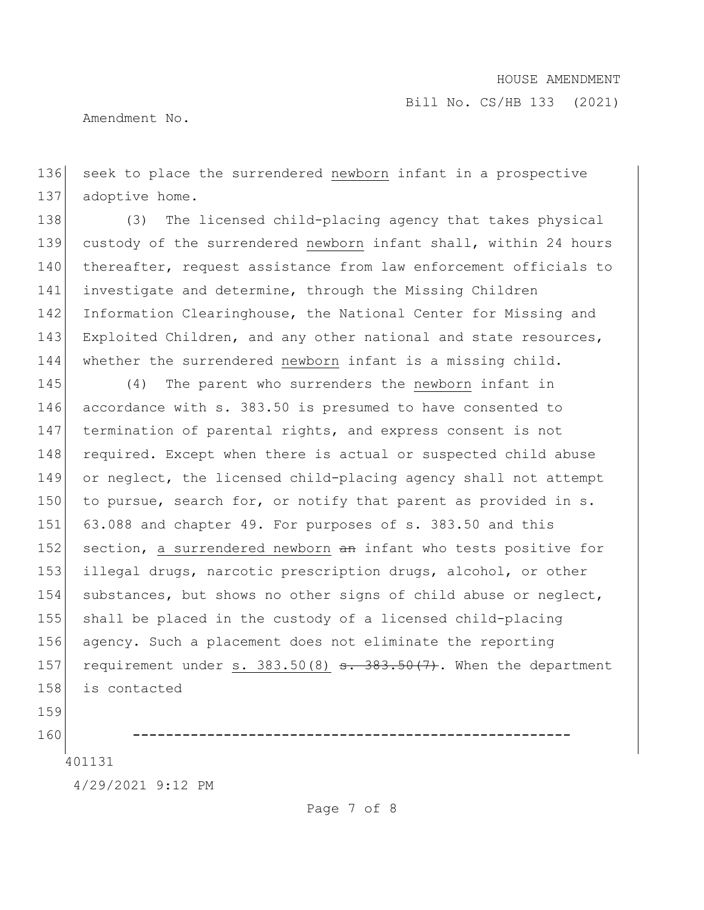seek to place the surrendered <u>newborn</u> infant in a prospective adoptive home.

(3) The licensed child-placing agency that takes physical custody of the surrendered <u>newborn</u> infant shall, within 24 hours thereafter, request assistance from law enforcement officials to investigate and determine, through the Missing Children Information Clearinghouse, the National Center for Missing and Exploited Children, and any other national and state resources, whether the surrendered <u>newborn</u> infant is a missing child.

(4) The parent who surrenders the <u>newborn</u> infant in accordance with s. 383.50 is presumed to have consented to termination of parental rights, and express consent is not required. Except when there is actual or suspected child abuse or neglect, the licensed child-placing agency shall not attempt to pursue, search for, or notify that parent as provided in s. 63.088 and chapter 49. For purposes of s. 383.50 and this section, <u>a surrendered newborn</u> ~~an~~ infant who tests positive for illegal drugs, narcotic prescription drugs, alcohol, or other substances, but shows no other signs of child abuse or neglect, shall be placed in the custody of a licensed child-placing agency. Such a placement does not eliminate the reporting requirement under <u>s. 383.50(8)</u> ~~s. 383.50(7)~~. When the department is contacted

-----------------------------------------------------

401131

4/29/2021 9:12 PM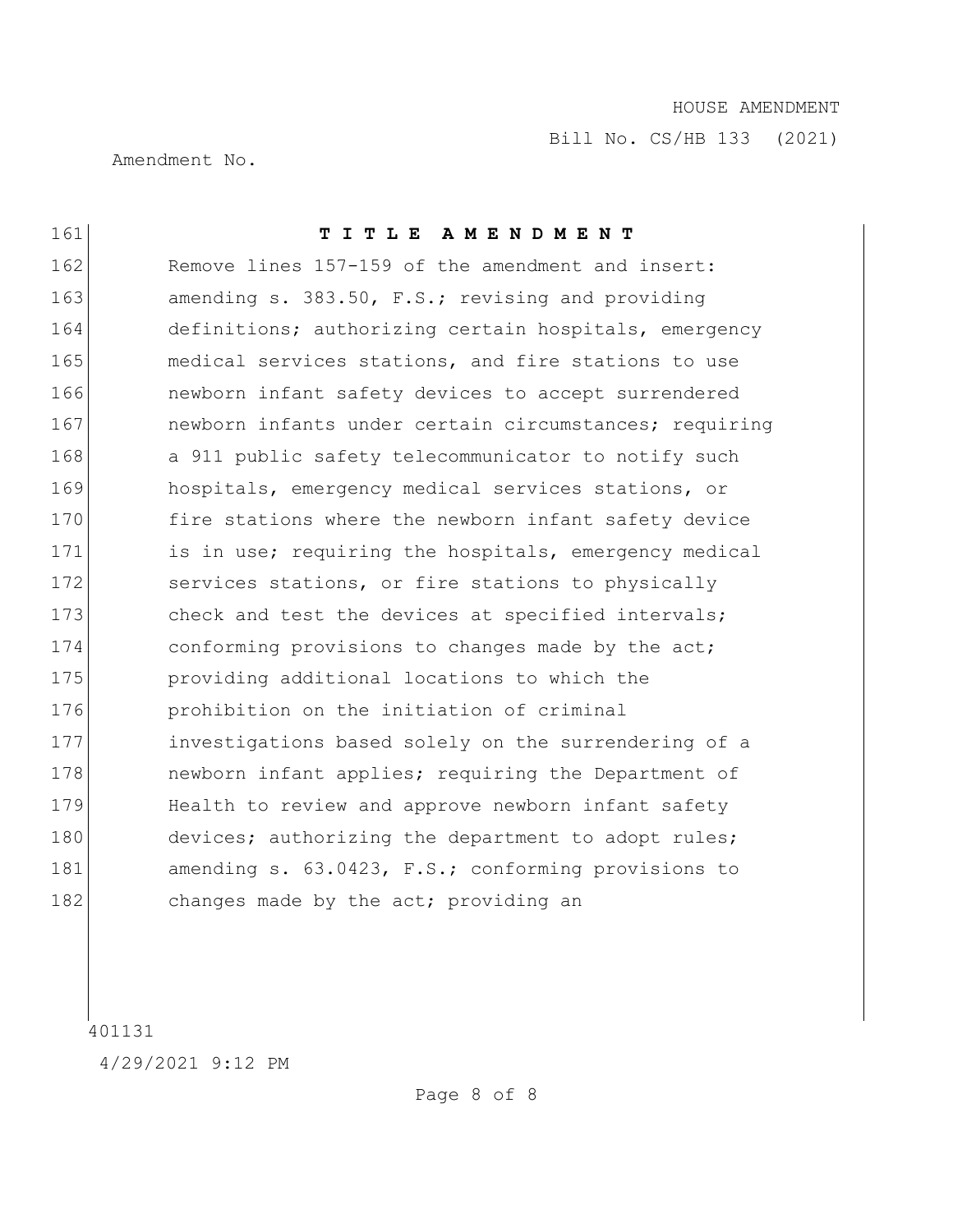## T I T L E A M E N D M E N T

Remove lines 157-159 of the amendment and insert:
amending s. 383.50, F.S.; revising and providing definitions; authorizing certain hospitals, emergency medical services stations, and fire stations to use newborn infant safety devices to accept surrendered newborn infants under certain circumstances; requiring a 911 public safety telecommunicator to notify such hospitals, emergency medical services stations, or fire stations where the newborn infant safety device is in use; requiring the hospitals, emergency medical services stations, or fire stations to physically check and test the devices at specified intervals; conforming provisions to changes made by the act; providing additional locations to which the prohibition on the initiation of criminal investigations based solely on the surrendering of a newborn infant applies; requiring the Department of Health to review and approve newborn infant safety devices; authorizing the department to adopt rules; amending s. 63.0423, F.S.; conforming provisions to changes made by the act; providing an

401131

4/29/2021 9:12 PM